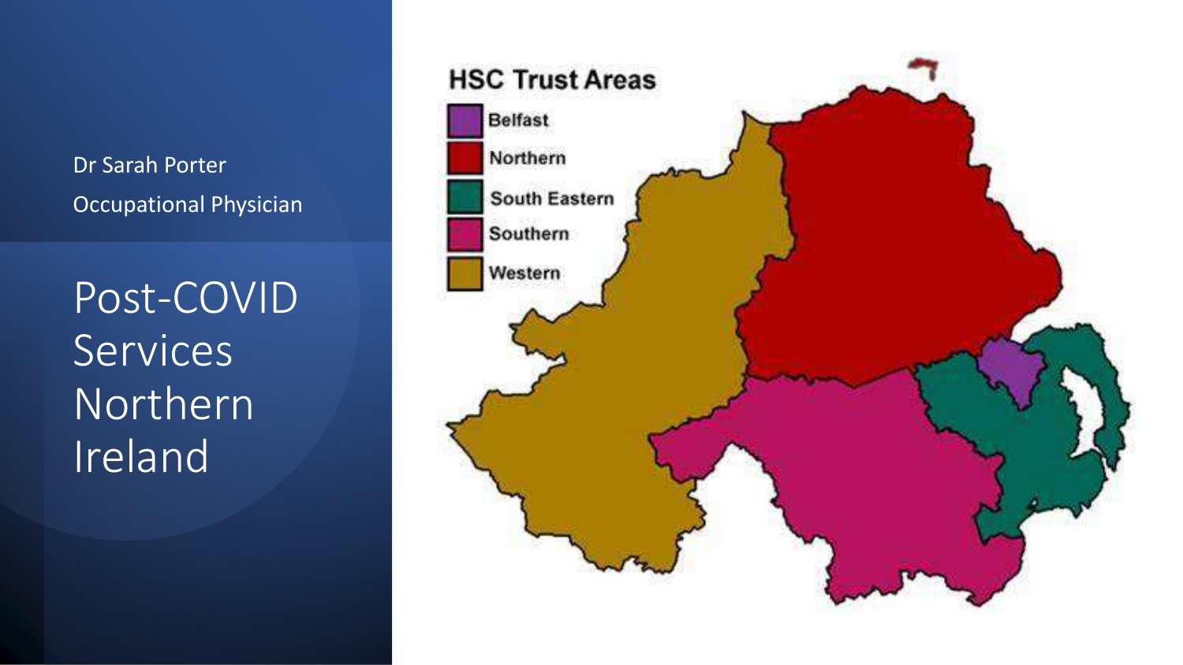Dr Sarah Porter

Occupational Physician

# Post-COVID Services Northern Ireland

HSC Trust Areas

Belfast

Northern

South Eastern

Southern

Western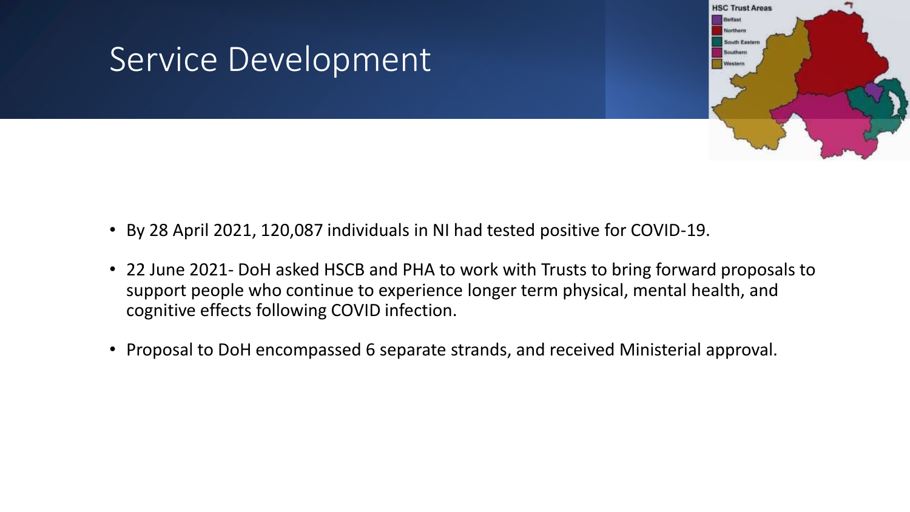# Service Development

HSC Trust Areas

Belfast

Northern

South Eastern

Southern

Western

- By 28 April 2021, 120,087 individuals in NI had tested positive for COVID-19.
- 22 June 2021- DoH asked HSCB and PHA to work with Trusts to bring forward proposals to support people who continue to experience longer term physical, mental health, and cognitive effects following COVID infection.
- Proposal to DoH encompassed 6 separate strands, and received Ministerial approval.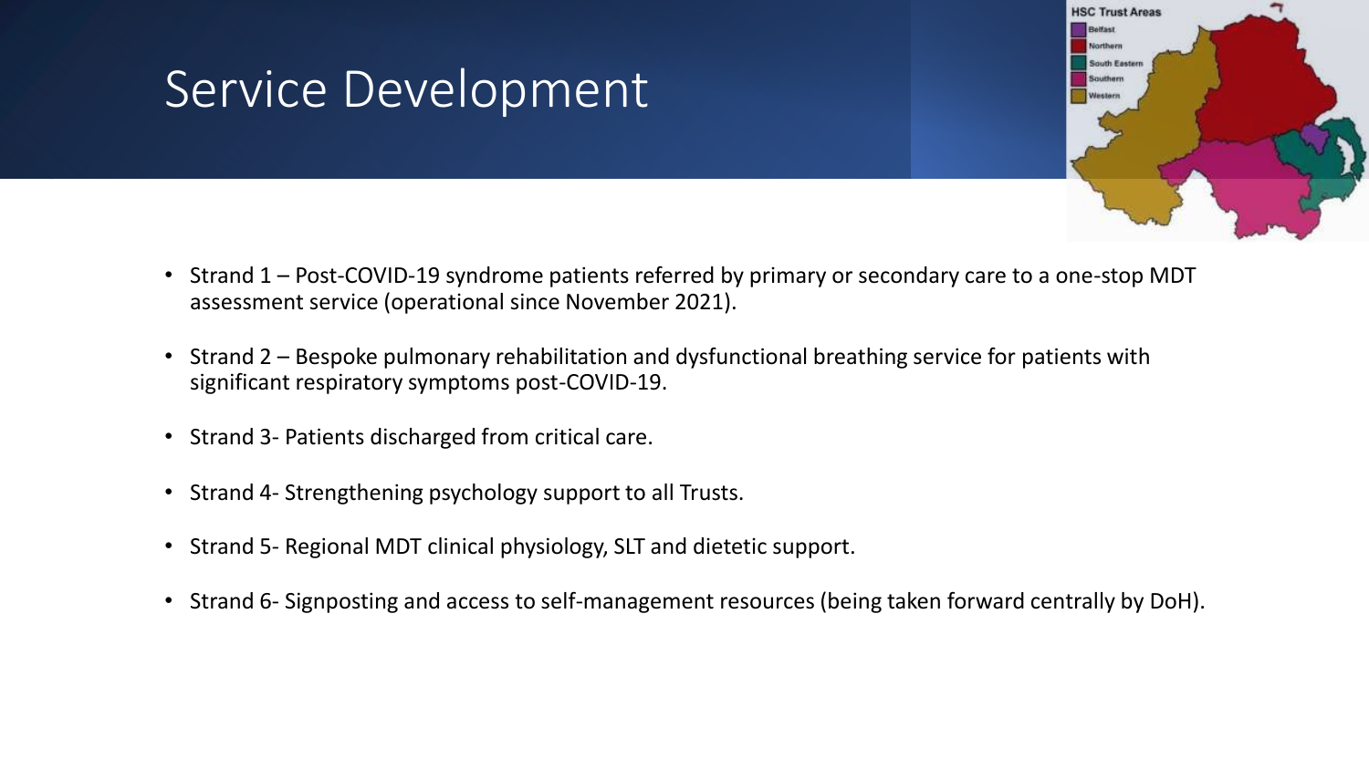# Service Development

HSC Trust Areas
Belfast
Northern
South Eastern
Southern
Western

- Strand 1 – Post-COVID-19 syndrome patients referred by primary or secondary care to a one-stop MDT assessment service (operational since November 2021).
- Strand 2 – Bespoke pulmonary rehabilitation and dysfunctional breathing service for patients with significant respiratory symptoms post-COVID-19.
- Strand 3- Patients discharged from critical care.
- Strand 4- Strengthening psychology support to all Trusts.
- Strand 5- Regional MDT clinical physiology, SLT and dietetic support.
- Strand 6- Signposting and access to self-management resources (being taken forward centrally by DoH).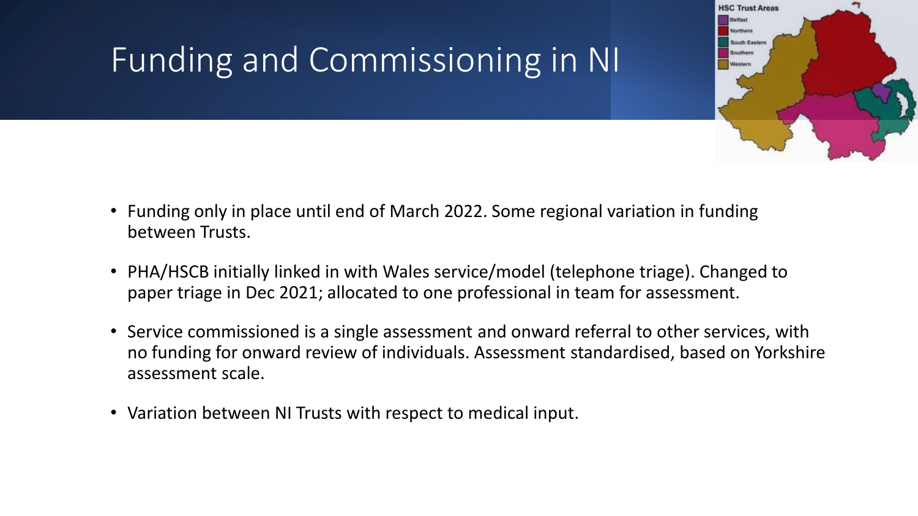# Funding and Commissioning in NI

HSC Trust Areas

Belfast

Northern

South Eastern

Southern

Western

- Funding only in place until end of March 2022. Some regional variation in funding between Trusts.
- PHA/HSCB initially linked in with Wales service/model (telephone triage). Changed to paper triage in Dec 2021; allocated to one professional in team for assessment.
- Service commissioned is a single assessment and onward referral to other services, with no funding for onward review of individuals. Assessment standardised, based on Yorkshire assessment scale.
- Variation between NI Trusts with respect to medical input.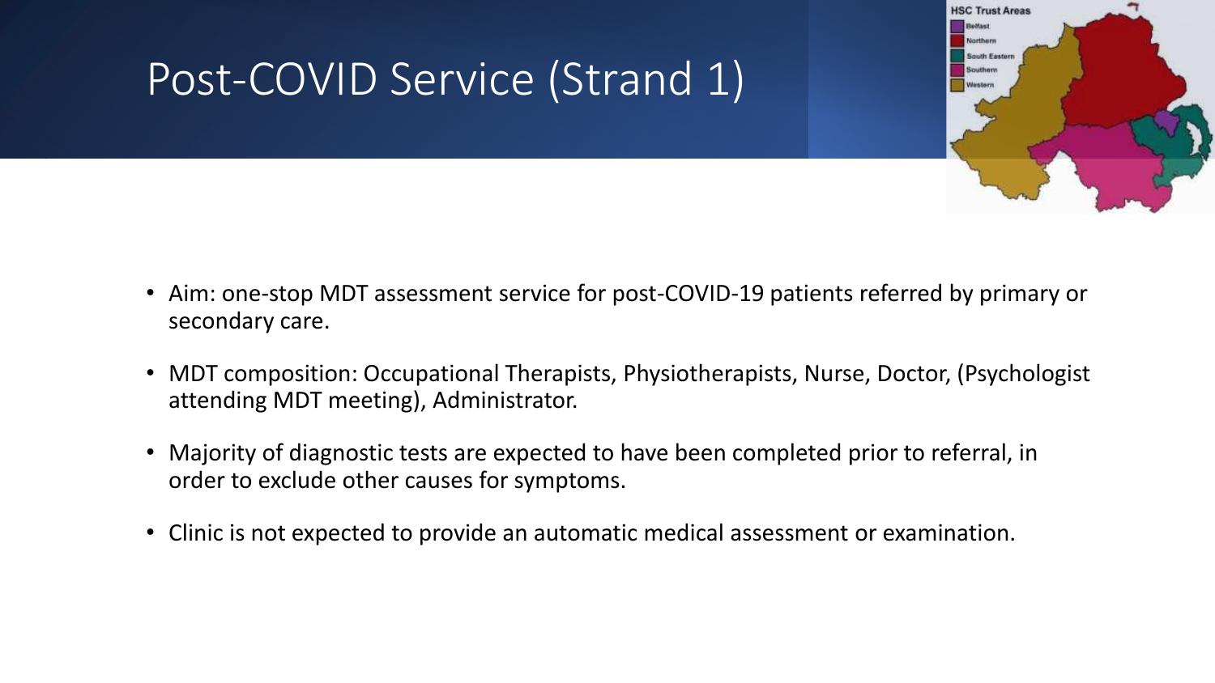# Post-COVID Service (Strand 1)

HSC Trust Areas
Belfast
Northern
South Eastern
Southern
Western

- Aim: one-stop MDT assessment service for post-COVID-19 patients referred by primary or secondary care.
- MDT composition: Occupational Therapists, Physiotherapists, Nurse, Doctor, (Psychologist attending MDT meeting), Administrator.
- Majority of diagnostic tests are expected to have been completed prior to referral, in order to exclude other causes for symptoms.
- Clinic is not expected to provide an automatic medical assessment or examination.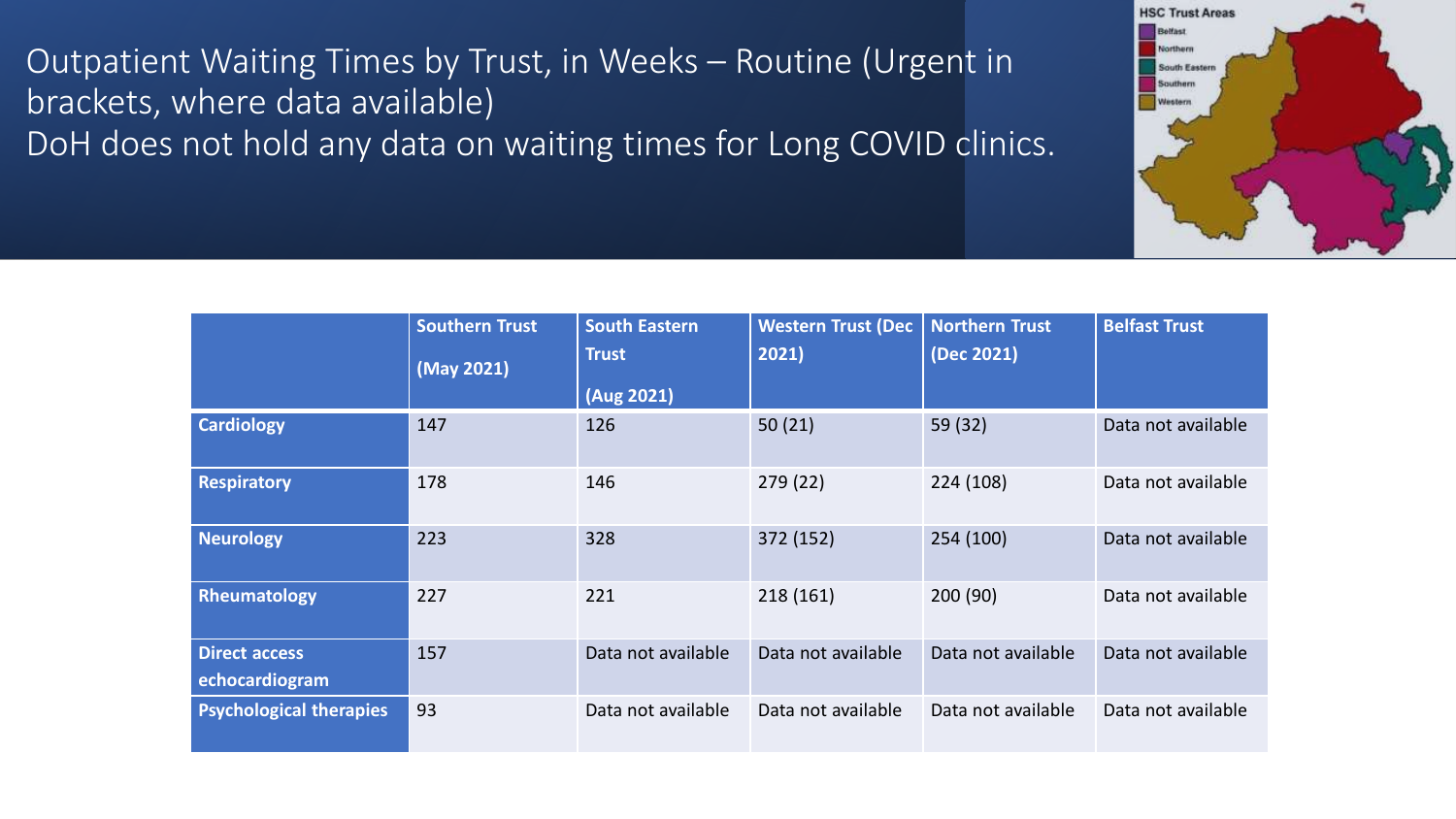# Outpatient Waiting Times by Trust, in Weeks – Routine (Urgent in brackets, where data available)

DoH does not hold any data on waiting times for Long COVID clinics.

HSC Trust Areas
Belfast
Northern
South Eastern
Southern
Western

| | Southern Trust (May 2021) | South Eastern Trust (Aug 2021) | Western Trust (Dec 2021) | Northern Trust (Dec 2021) | Belfast Trust |
|---|---|---|---|---|---|
| **Cardiology** | 147 | 126 | 50 (21) | 59 (32) | Data not available |
| **Respiratory** | 178 | 146 | 279 (22) | 224 (108) | Data not available |
| **Neurology** | 223 | 328 | 372 (152) | 254 (100) | Data not available |
| **Rheumatology** | 227 | 221 | 218 (161) | 200 (90) | Data not available |
| **Direct access echocardiogram** | 157 | Data not available | Data not available | Data not available | Data not available |
| **Psychological therapies** | 93 | Data not available | Data not available | Data not available | Data not available |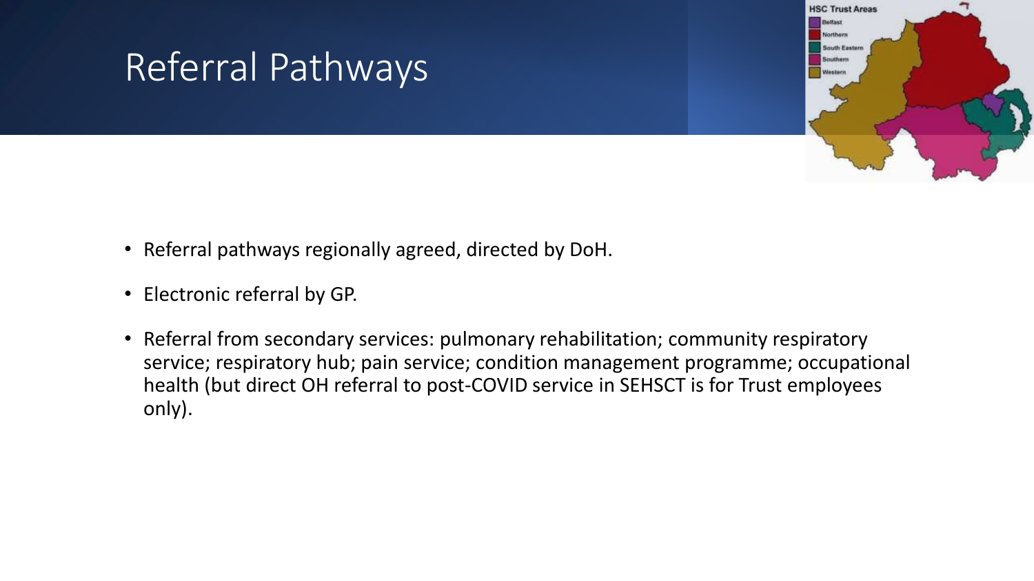# Referral Pathways

- Referral pathways regionally agreed, directed by DoH.
- Electronic referral by GP.
- Referral from secondary services: pulmonary rehabilitation; community respiratory service; respiratory hub; pain service; condition management programme; occupational health (but direct OH referral to post-COVID service in SEHSCT is for Trust employees only).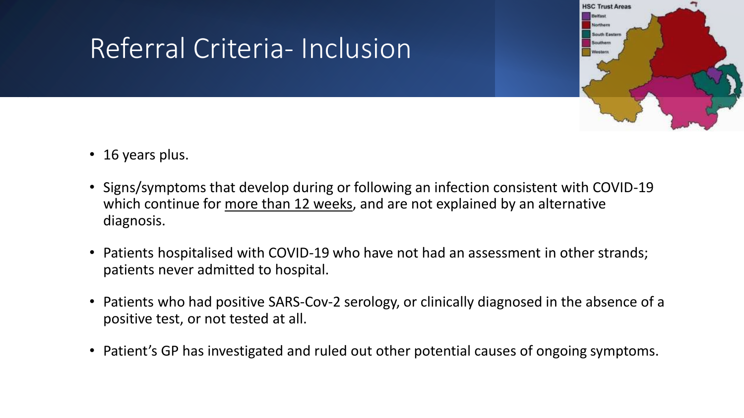# Referral Criteria- Inclusion

HSC Trust Areas

Belfast

Northern

South Eastern

Southern

Western

- 16 years plus.
- Signs/symptoms that develop during or following an infection consistent with COVID-19 which continue for <u>more than 12 weeks</u>, and are not explained by an alternative diagnosis.
- Patients hospitalised with COVID-19 who have not had an assessment in other strands; patients never admitted to hospital.
- Patients who had positive SARS-Cov-2 serology, or clinically diagnosed in the absence of a positive test, or not tested at all.
- Patient's GP has investigated and ruled out other potential causes of ongoing symptoms.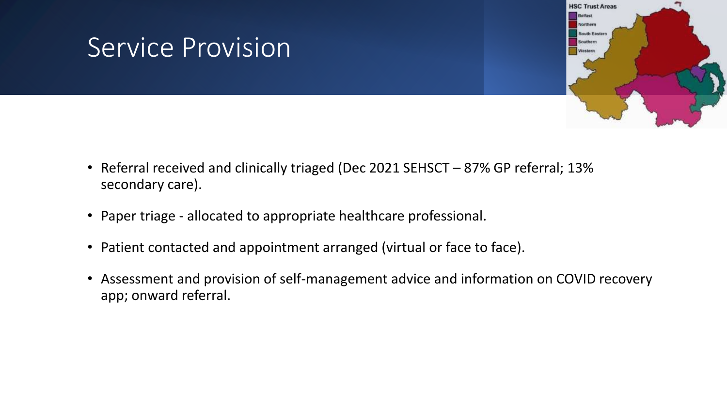# Service Provision

HSC Trust Areas
Belfast
Northern
South Eastern
Southern
Western

- Referral received and clinically triaged (Dec 2021 SEHSCT – 87% GP referral; 13% secondary care).
- Paper triage - allocated to appropriate healthcare professional.
- Patient contacted and appointment arranged (virtual or face to face).
- Assessment and provision of self-management advice and information on COVID recovery app; onward referral.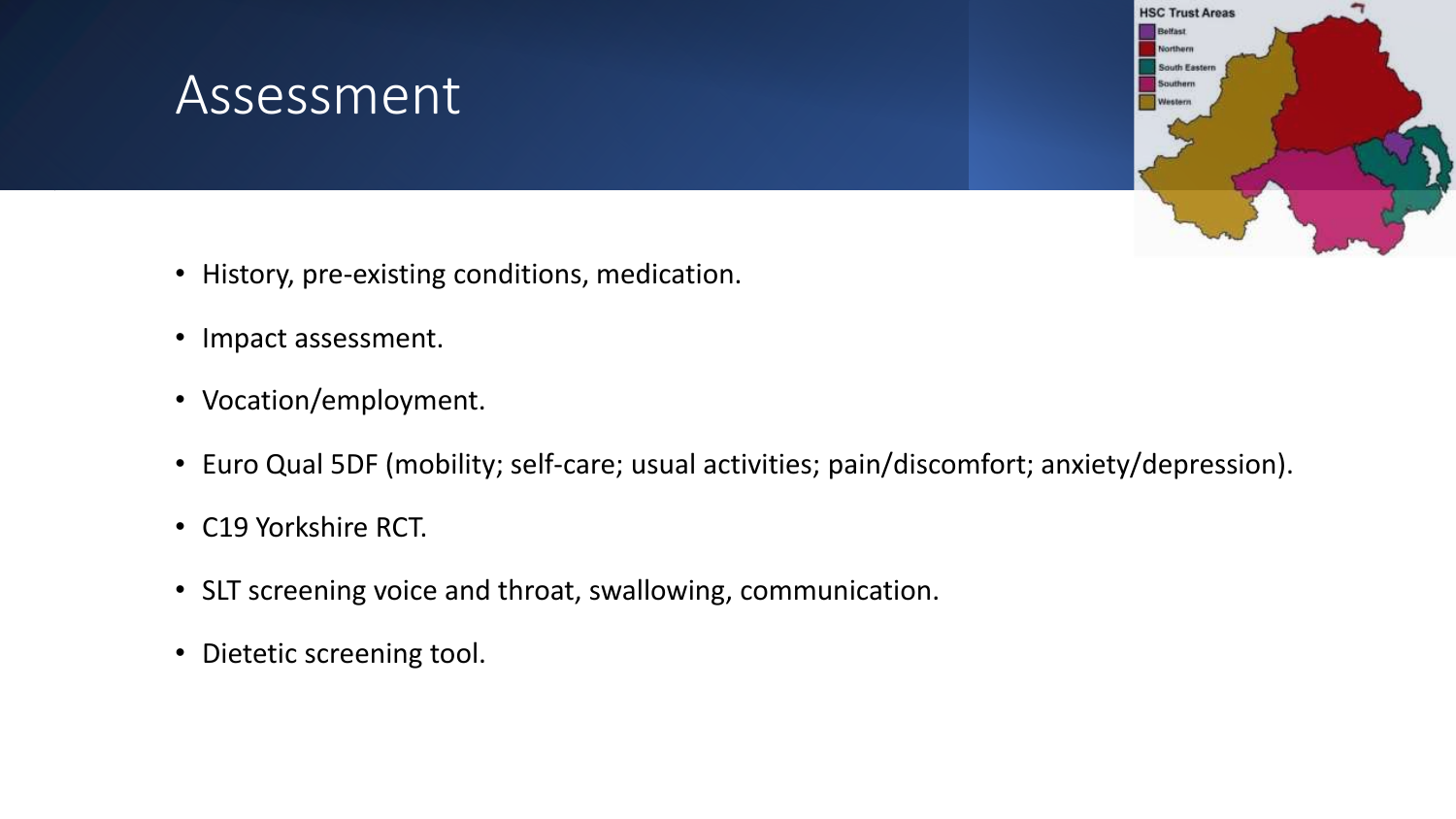# Assessment

HSC Trust Areas

Belfast

Northern

South Eastern

Southern

Western

- History, pre-existing conditions, medication.
- Impact assessment.
- Vocation/employment.
- Euro Qual 5DF (mobility; self-care; usual activities; pain/discomfort; anxiety/depression).
- C19 Yorkshire RCT.
- SLT screening voice and throat, swallowing, communication.
- Dietetic screening tool.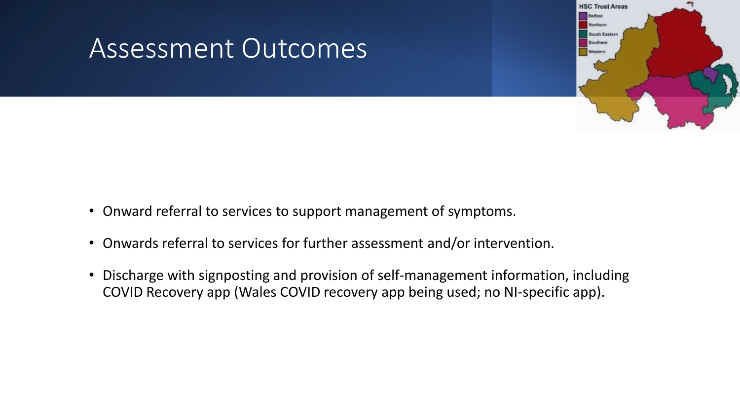# Assessment Outcomes

- Onward referral to services to support management of symptoms.
- Onwards referral to services for further assessment and/or intervention.
- Discharge with signposting and provision of self-management information, including COVID Recovery app (Wales COVID recovery app being used; no NI-specific app).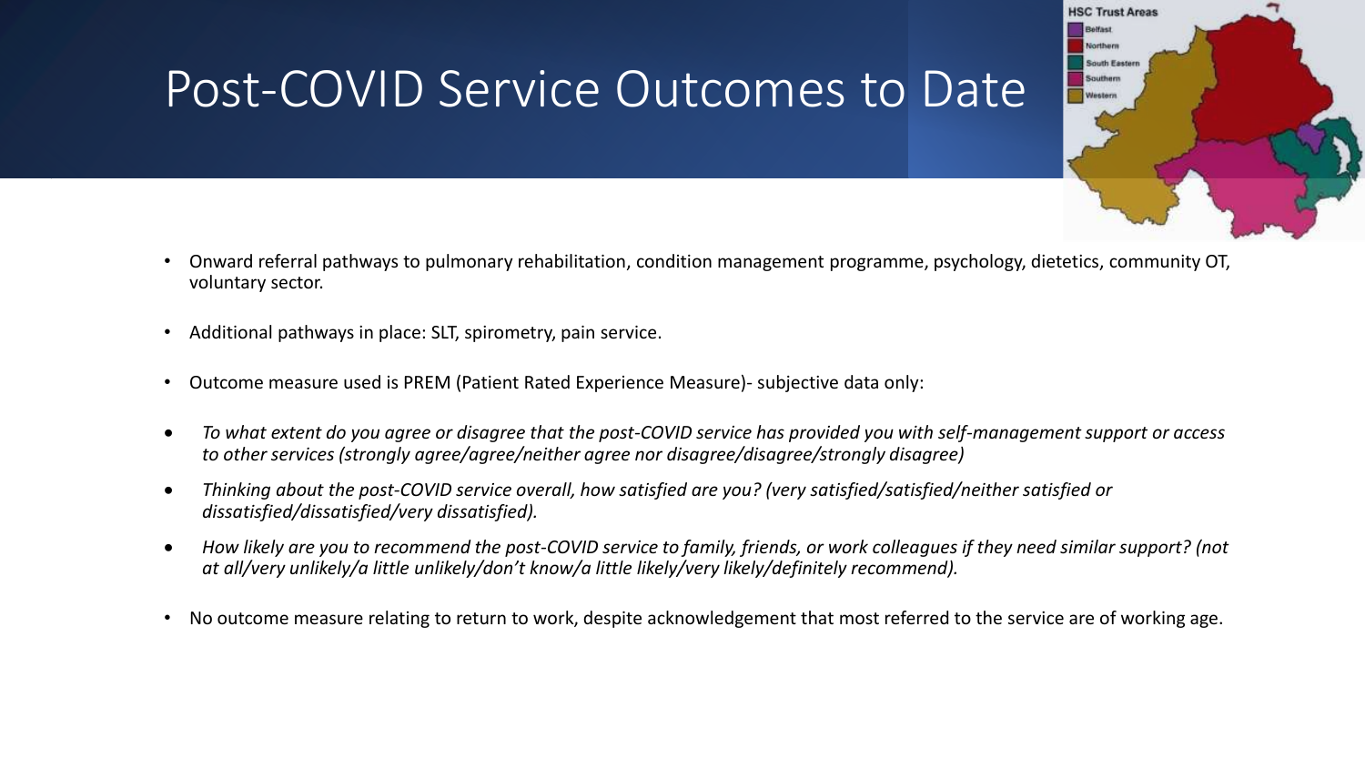# Post-COVID Service Outcomes to Date

HSC Trust Areas
Belfast
Northern
South Eastern
Southern
Western

- Onward referral pathways to pulmonary rehabilitation, condition management programme, psychology, dietetics, community OT, voluntary sector.
- Additional pathways in place: SLT, spirometry, pain service.
- Outcome measure used is PREM (Patient Rated Experience Measure)- subjective data only:
- *To what extent do you agree or disagree that the post-COVID service has provided you with self-management support or access to other services (strongly agree/agree/neither agree nor disagree/disagree/strongly disagree)*
- *Thinking about the post-COVID service overall, how satisfied are you? (very satisfied/satisfied/neither satisfied or dissatisfied/dissatisfied/very dissatisfied).*
- *How likely are you to recommend the post-COVID service to family, friends, or work colleagues if they need similar support? (not at all/very unlikely/a little unlikely/don't know/a little likely/very likely/definitely recommend).*
- No outcome measure relating to return to work, despite acknowledgement that most referred to the service are of working age.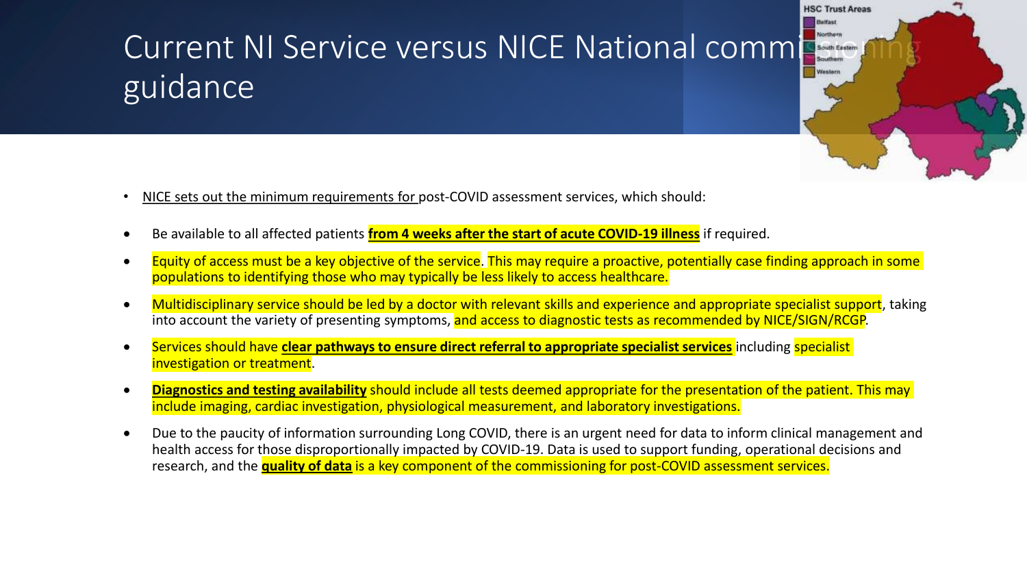# Current NI Service versus NICE National commissioning guidance

HSC Trust Areas

Belfast

Northern

South Eastern

Southern

Western

- NICE sets out the minimum requirements for post-COVID assessment services, which should:
- Be available to all affected patients **from 4 weeks after the start of acute COVID-19 illness** if required.
- Equity of access must be a key objective of the service. This may require a proactive, potentially case finding approach in some populations to identifying those who may typically be less likely to access healthcare.
- Multidisciplinary service should be led by a doctor with relevant skills and experience and appropriate specialist support, taking into account the variety of presenting symptoms, and access to diagnostic tests as recommended by NICE/SIGN/RCGP.
- Services should have **clear pathways to ensure direct referral to appropriate specialist services** including specialist investigation or treatment.
- **Diagnostics and testing availability** should include all tests deemed appropriate for the presentation of the patient. This may include imaging, cardiac investigation, physiological measurement, and laboratory investigations.
- Due to the paucity of information surrounding Long COVID, there is an urgent need for data to inform clinical management and health access for those disproportionally impacted by COVID-19. Data is used to support funding, operational decisions and research, and the **quality of data** is a key component of the commissioning for post-COVID assessment services.